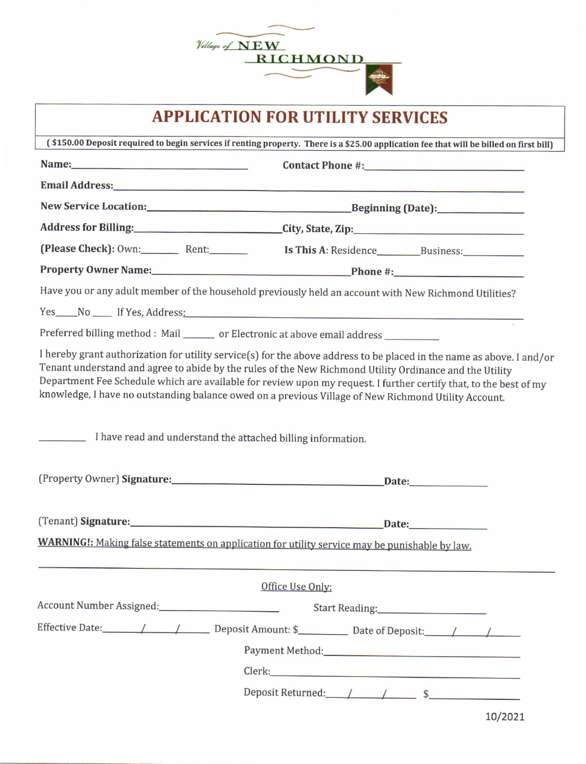Village of NEW RICHMOND

# APPLICATION FOR UTILITY SERVICES

**( $150.00 Deposit required to begin services if renting property. There is a $25.00 application fee that will be billed on first bill)**

**Name:**_______________________________ **Contact Phone #:**_______________________________

**Email Address:**_______________________________________________________________

**New Service Location:**_______________________________ **Beginning (Date):**_______________

**Address for Billing:**_______________________________ **City, State, Zip:**_______________________________

**(Please Check):** Own:_______ Rent:_______ **Is This A:** Residence_______ Business:__________

**Property Owner Name:**_______________________________ **Phone #:**_______________________________

Have you or any adult member of the household previously held an account with New Richmond Utilities?

Yes____No____ If Yes, Address:_______________________________________________

Preferred billing method : Mail ______ or Electronic at above email address __________

I hereby grant authorization for utility service(s) for the above address to be placed in the name as above. I and/or Tenant understand and agree to abide by the rules of the New Richmond Utility Ordinance and the Utility Department Fee Schedule which are available for review upon my request. I further certify that, to the best of my knowledge, I have no outstanding balance owed on a previous Village of New Richmond Utility Account.

_________ I have read and understand the attached billing information.

(Property Owner) **Signature:**_______________________________________ **Date:**_____________

(Tenant) **Signature:**_______________________________________ **Date:**_____________

**WARNING!:** Making false statements on application for utility service may be punishable by law.

---

Office Use Only:

Account Number Assigned:_______________________ Start Reading:_______________________

Effective Date:______/______/______ Deposit Amount: $_________ Date of Deposit:______/______/______

Payment Method:_______________________________

Clerk:_______________________________

Deposit Returned:_____/_____/_____ $_______________

10/2021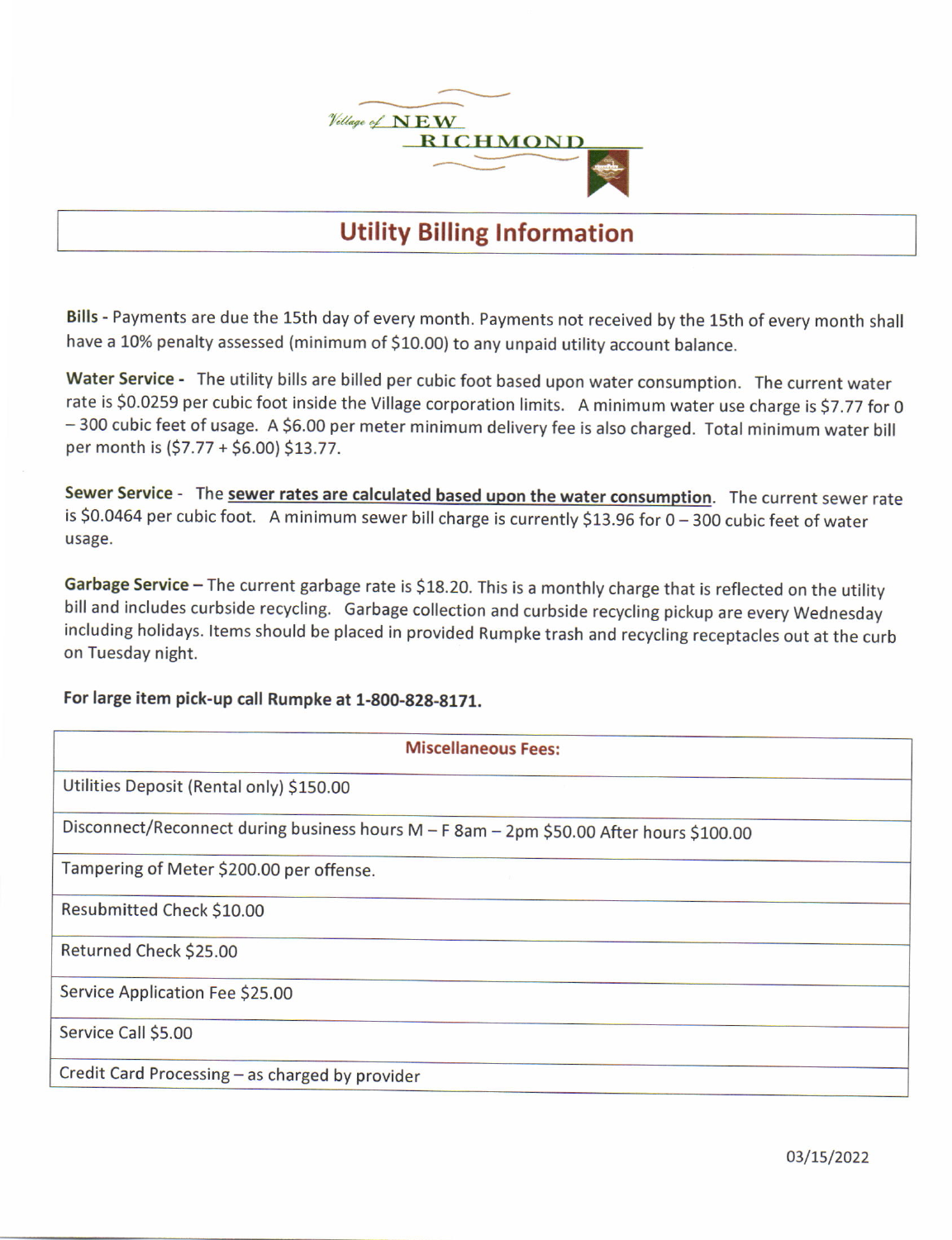Village of NEW RICHMOND

# Utility Billing Information

**Bills -** Payments are due the 15th day of every month. Payments not received by the 15th of every month shall have a 10% penalty assessed (minimum of $10.00) to any unpaid utility account balance.

**Water Service -** The utility bills are billed per cubic foot based upon water consumption. The current water rate is $0.0259 per cubic foot inside the Village corporation limits. A minimum water use charge is $7.77 for 0 – 300 cubic feet of usage. A $6.00 per meter minimum delivery fee is also charged. Total minimum water bill per month is ($7.77 + $6.00) $13.77.

**Sewer Service -** The **sewer rates are calculated based upon the water consumption**. The current sewer rate is $0.0464 per cubic foot. A minimum sewer bill charge is currently $13.96 for 0 – 300 cubic feet of water usage.

**Garbage Service –** The current garbage rate is $18.20. This is a monthly charge that is reflected on the utility bill and includes curbside recycling. Garbage collection and curbside recycling pickup are every Wednesday including holidays. Items should be placed in provided Rumpke trash and recycling receptacles out at the curb on Tuesday night.

**For large item pick-up call Rumpke at 1-800-828-8171.**

| Miscellaneous Fees: |
|---|
| Utilities Deposit (Rental only) $150.00 |
| Disconnect/Reconnect during business hours M – F 8am – 2pm $50.00 After hours $100.00 |
| Tampering of Meter $200.00 per offense. |
| Resubmitted Check $10.00 |
| Returned Check $25.00 |
| Service Application Fee $25.00 |
| Service Call $5.00 |
| Credit Card Processing – as charged by provider |

03/15/2022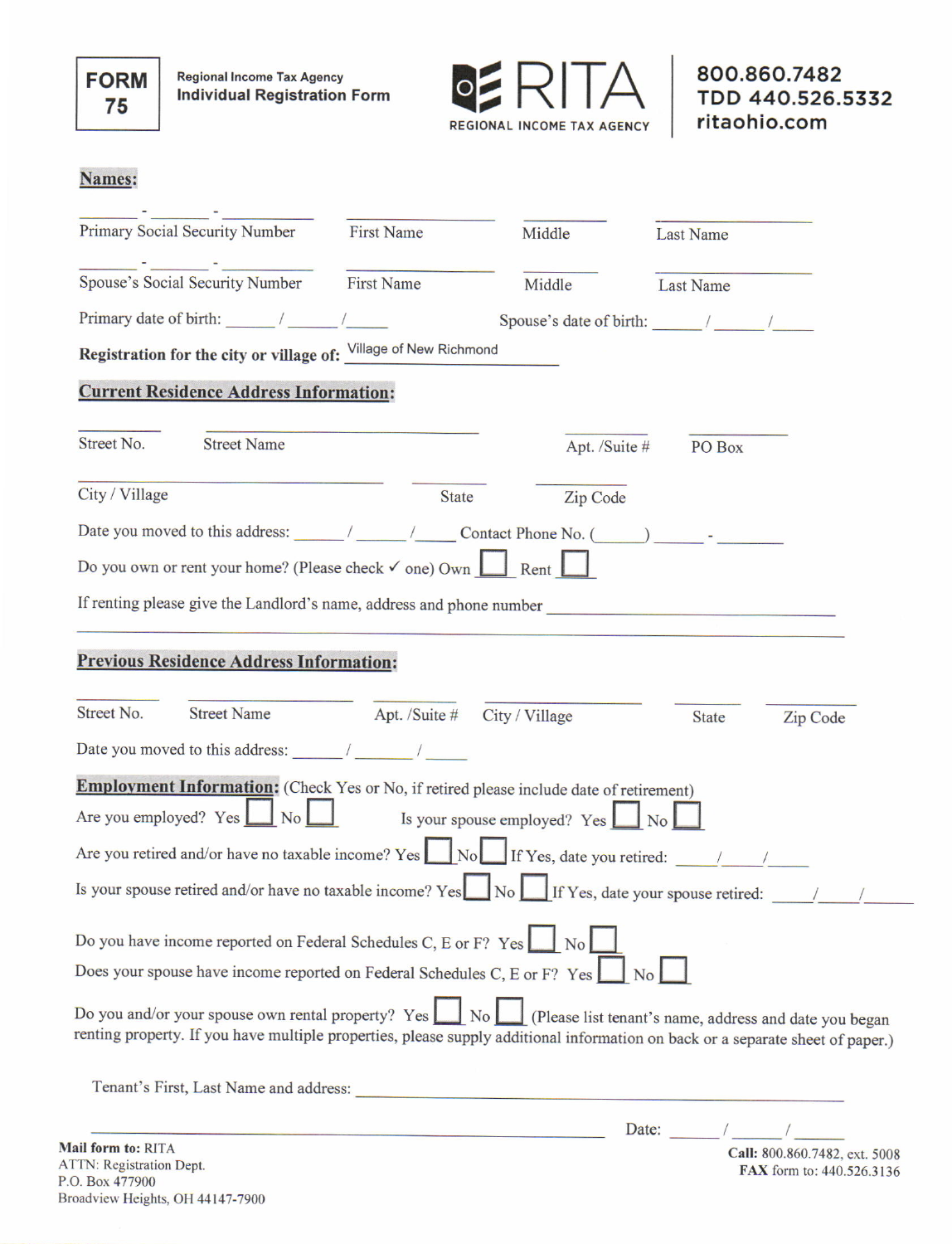**FORM 75**

Regional Income Tax Agency
**Individual Registration Form**

RITA
REGIONAL INCOME TAX AGENCY

800.860.7482
TDD 440.526.5332
ritaohio.com

## Names:

_____ - _____ - _____ Primary Social Security Number | _____ First Name | _____ Middle | _____ Last Name

_____ - _____ - _____ Spouse's Social Security Number | _____ First Name | _____ Middle | _____ Last Name

Primary date of birth: _____ / _____ / _____ Spouse's date of birth: _____ / _____ / _____

**Registration for the city or village of:** Village of New Richmond

## Current Residence Address Information:

_____ Street No. _____ Street Name _____ Apt. /Suite # _____ PO Box

_____ City / Village _____ State _____ Zip Code

Date you moved to this address: _____ / _____ / _____ Contact Phone No. (_____) _____ - _____

Do you own or rent your home? (Please check ✓ one) Own ☐ Rent ☐

If renting please give the Landlord's name, address and phone number _____________________

## Previous Residence Address Information:

_____ Street No. _____ Street Name _____ Apt. /Suite # _____ City / Village _____ State _____ Zip Code

Date you moved to this address: _____ / _____ / _____

**Employment Information:** (Check Yes or No, if retired please include date of retirement)

Are you employed? Yes ☐ No ☐ Is your spouse employed? Yes ☐ No ☐

Are you retired and/or have no taxable income? Yes ☐ No ☐ If Yes, date you retired: _____ / _____ / _____

Is your spouse retired and/or have no taxable income? Yes ☐ No ☐ If Yes, date your spouse retired: _____ / _____ / _____

Do you have income reported on Federal Schedules C, E or F? Yes ☐ No ☐

Does your spouse have income reported on Federal Schedules C, E or F? Yes ☐ No ☐

Do you and/or your spouse own rental property? Yes ☐ No ☐ (Please list tenant's name, address and date you began renting property. If you have multiple properties, please supply additional information on back or a separate sheet of paper.)

Tenant's First, Last Name and address: _____________________

_____________________ Date: _____ / _____ / _____

**Mail form to:** RITA
ATTN: Registration Dept.
P.O. Box 477900
Broadview Heights, OH 44147-7900

**Call:** 800.860.7482, ext. 5008
**FAX** form to: 440.526.3136